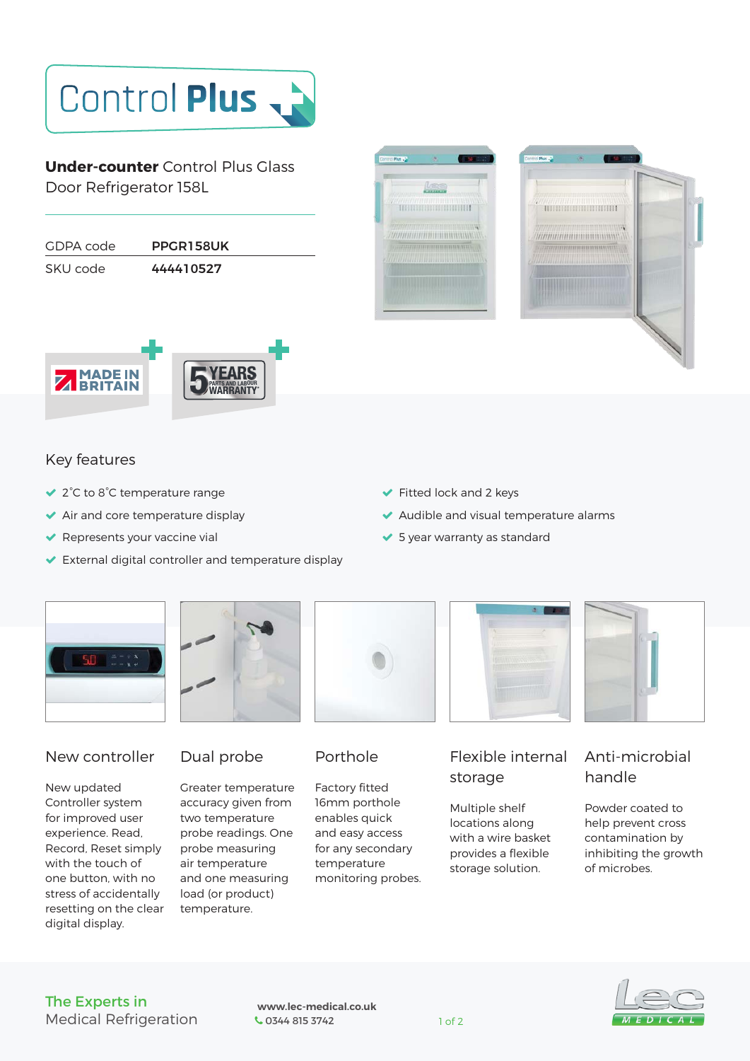# Control Plus

## **Under-counter** Control Plus Glass Door Refrigerator 158L

| GDPA code | **PPGR158UK** |
|---|---|
| SKU code | **444410527** |

MADE IN BRITAIN

5 YEARS PARTS AND LABOUR WARRANTY

## Key features

- 2˚C to 8˚C temperature range
- Air and core temperature display
- Represents your vaccine vial
- External digital controller and temperature display
- Fitted lock and 2 keys
- Audible and visual temperature alarms
- 5 year warranty as standard

### New controller

New updated Controller system for improved user experience. Read, Record, Reset simply with the touch of one button, with no stress of accidentally resetting on the clear digital display.

### Dual probe

Greater temperature accuracy given from two temperature probe readings. One probe measuring air temperature and one measuring load (or product) temperature.

### Porthole

Factory fitted 16mm porthole enables quick and easy access for any secondary temperature monitoring probes.

### Flexible internal storage

Multiple shelf locations along with a wire basket provides a flexible storage solution.

### Anti-microbial handle

Powder coated to help prevent cross contamination by inhibiting the growth of microbes.

The Experts in Medical Refrigeration

www.lec-medical.co.uk
0344 815 3742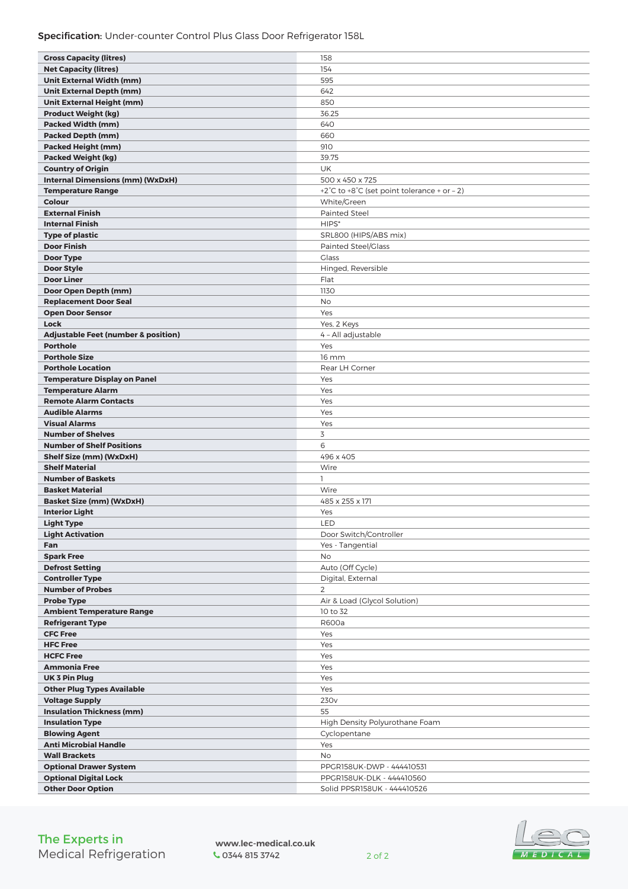**Specification:** Under-counter Control Plus Glass Door Refrigerator 158L

| | |
|---|---|
| **Gross Capacity (litres)** | 158 |
| **Net Capacity (litres)** | 154 |
| **Unit External Width (mm)** | 595 |
| **Unit External Depth (mm)** | 642 |
| **Unit External Height (mm)** | 850 |
| **Product Weight (kg)** | 36.25 |
| **Packed Width (mm)** | 640 |
| **Packed Depth (mm)** | 660 |
| **Packed Height (mm)** | 910 |
| **Packed Weight (kg)** | 39.75 |
| **Country of Origin** | UK |
| **Internal Dimensions (mm) (WxDxH)** | 500 x 450 x 725 |
| **Temperature Range** | +2˚C to +8˚C (set point tolerance + or – 2) |
| **Colour** | White/Green |
| **External Finish** | Painted Steel |
| **Internal Finish** | HIPS* |
| **Type of plastic** | SRL800 (HIPS/ABS mix) |
| **Door Finish** | Painted Steel/Glass |
| **Door Type** | Glass |
| **Door Style** | Hinged, Reversible |
| **Door Liner** | Flat |
| **Door Open Depth (mm)** | 1130 |
| **Replacement Door Seal** | No |
| **Open Door Sensor** | Yes |
| **Lock** | Yes, 2 Keys |
| **Adjustable Feet (number & position)** | 4 – All adjustable |
| **Porthole** | Yes |
| **Porthole Size** | 16 mm |
| **Porthole Location** | Rear LH Corner |
| **Temperature Display on Panel** | Yes |
| **Temperature Alarm** | Yes |
| **Remote Alarm Contacts** | Yes |
| **Audible Alarms** | Yes |
| **Visual Alarms** | Yes |
| **Number of Shelves** | 3 |
| **Number of Shelf Positions** | 6 |
| **Shelf Size (mm) (WxDxH)** | 496 x 405 |
| **Shelf Material** | Wire |
| **Number of Baskets** | 1 |
| **Basket Material** | Wire |
| **Basket Size (mm) (WxDxH)** | 485 x 255 x 171 |
| **Interior Light** | Yes |
| **Light Type** | LED |
| **Light Activation** | Door Switch/Controller |
| **Fan** | Yes - Tangential |
| **Spark Free** | No |
| **Defrost Setting** | Auto (Off Cycle) |
| **Controller Type** | Digital, External |
| **Number of Probes** | 2 |
| **Probe Type** | Air & Load (Glycol Solution) |
| **Ambient Temperature Range** | 10 to 32 |
| **Refrigerant Type** | R600a |
| **CFC Free** | Yes |
| **HFC Free** | Yes |
| **HCFC Free** | Yes |
| **Ammonia Free** | Yes |
| **UK 3 Pin Plug** | Yes |
| **Other Plug Types Available** | Yes |
| **Voltage Supply** | 230v |
| **Insulation Thickness (mm)** | 55 |
| **Insulation Type** | High Density Polyurothane Foam |
| **Blowing Agent** | Cyclopentane |
| **Anti Microbial Handle** | Yes |
| **Wall Brackets** | No |
| **Optional Drawer System** | PPGR158UK-DWP - 444410531 |
| **Optional Digital Lock** | PPGR158UK-DLK - 444410560 |
| **Other Door Option** | Solid PPSR158UK - 444410526 |

The Experts in
Medical Refrigeration

**www.lec-medical.co.uk**
**0344 815 3742**